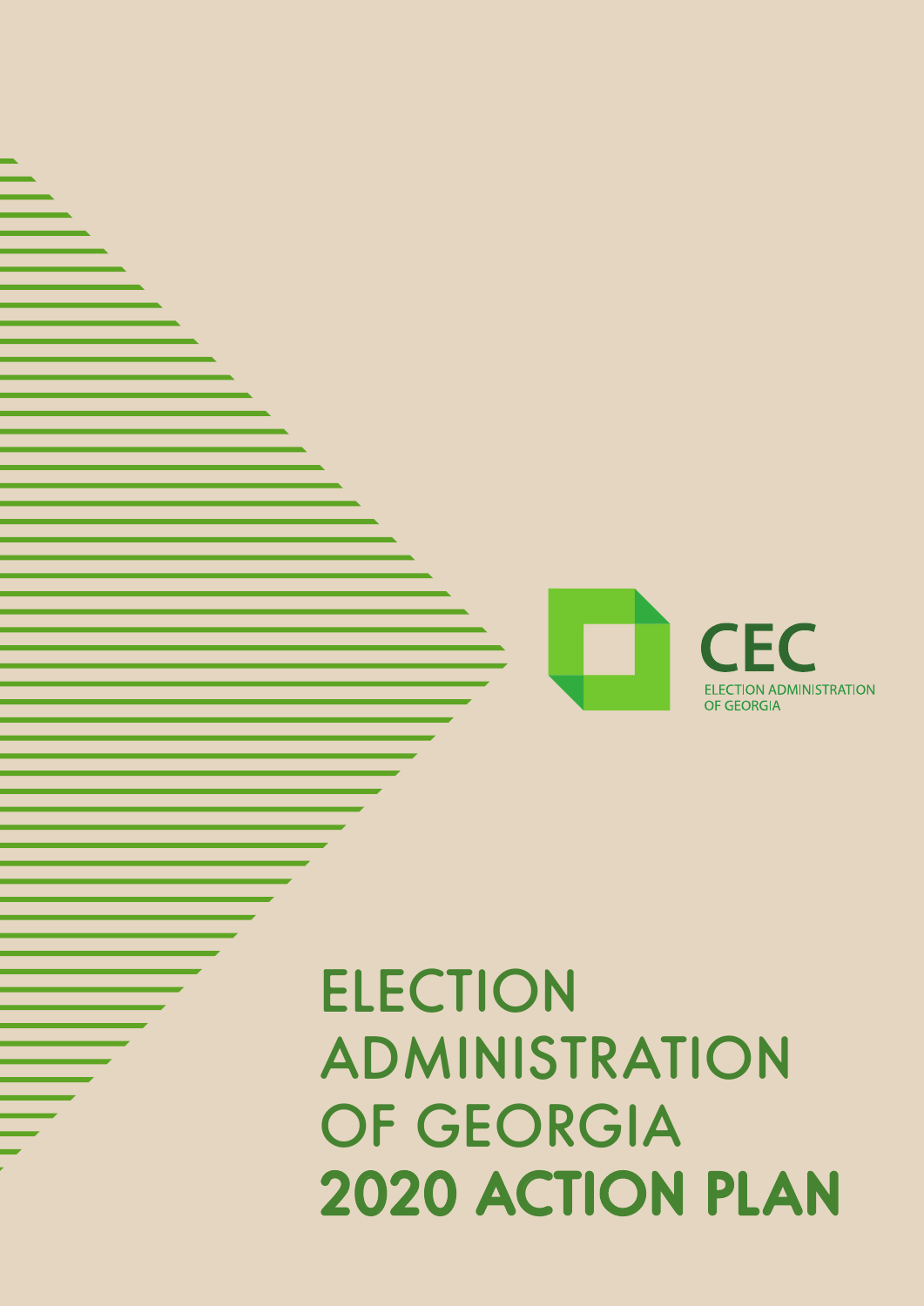CEC

ELECTION ADMINISTRATION OF GEORGIA

# ELECTION ADMINISTRATION OF GEORGIA 2020 ACTION PLAN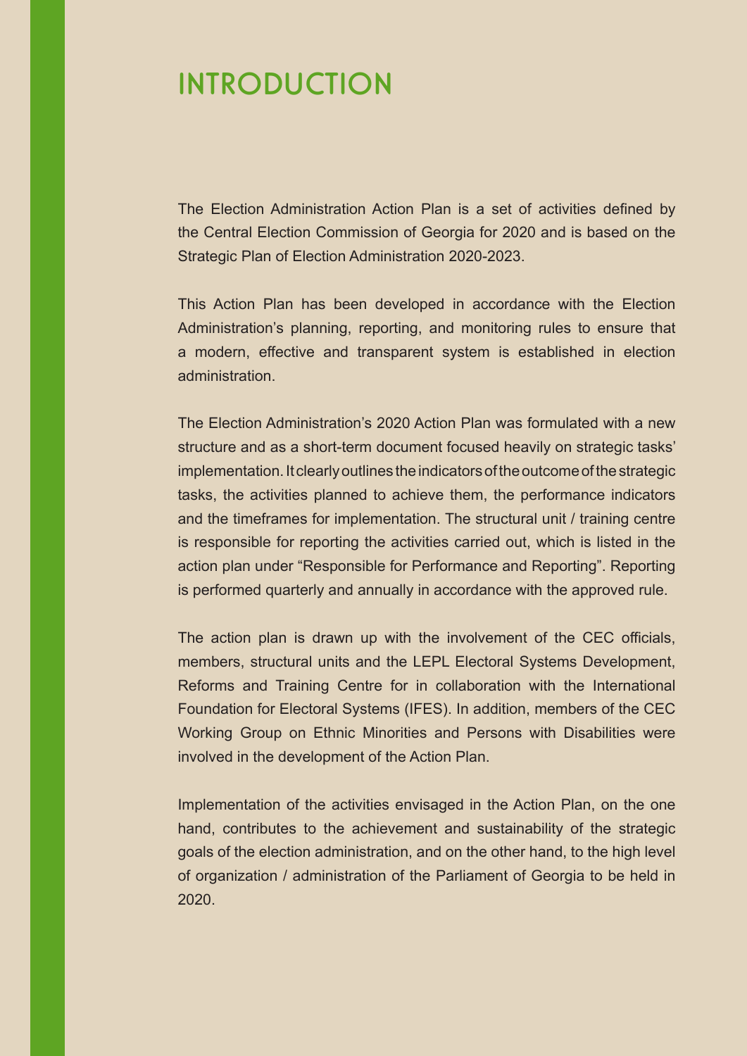# INTRODUCTION

The Election Administration Action Plan is a set of activities defined by the Central Election Commission of Georgia for 2020 and is based on the Strategic Plan of Election Administration 2020-2023.

This Action Plan has been developed in accordance with the Election Administration's planning, reporting, and monitoring rules to ensure that a modern, effective and transparent system is established in election administration.

The Election Administration's 2020 Action Plan was formulated with a new structure and as a short-term document focused heavily on strategic tasks' implementation. It clearly outlines the indicators of the outcome of the strategic tasks, the activities planned to achieve them, the performance indicators and the timeframes for implementation. The structural unit / training centre is responsible for reporting the activities carried out, which is listed in the action plan under "Responsible for Performance and Reporting". Reporting is performed quarterly and annually in accordance with the approved rule.

The action plan is drawn up with the involvement of the CEC officials, members, structural units and the LEPL Electoral Systems Development, Reforms and Training Centre for in collaboration with the International Foundation for Electoral Systems (IFES). In addition, members of the CEC Working Group on Ethnic Minorities and Persons with Disabilities were involved in the development of the Action Plan.

Implementation of the activities envisaged in the Action Plan, on the one hand, contributes to the achievement and sustainability of the strategic goals of the election administration, and on the other hand, to the high level of organization / administration of the Parliament of Georgia to be held in 2020.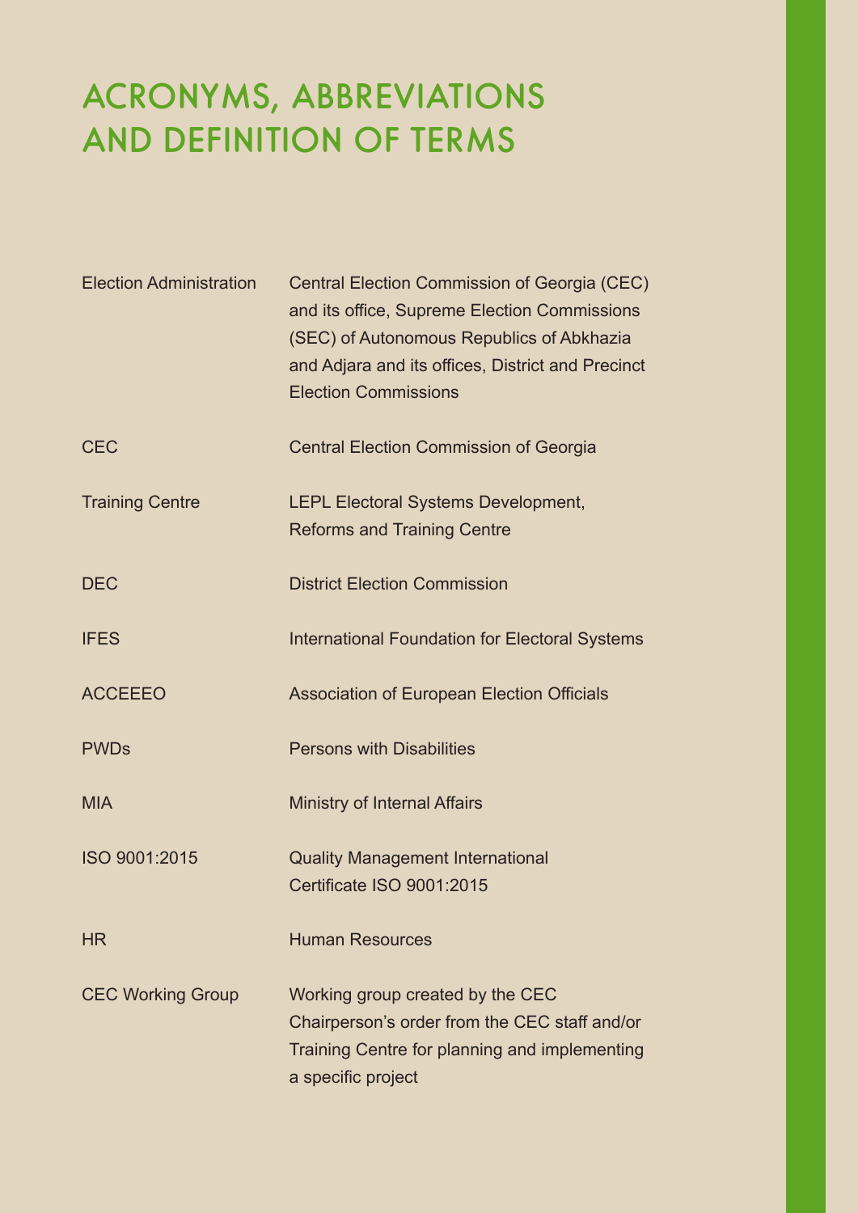# ACRONYMS, ABBREVIATIONS AND DEFINITION OF TERMS

| | |
|---|---|
| Election Administration | Central Election Commission of Georgia (CEC) and its office, Supreme Election Commissions (SEC) of Autonomous Republics of Abkhazia and Adjara and its offices, District and Precinct Election Commissions |
| CEC | Central Election Commission of Georgia |
| Training Centre | LEPL Electoral Systems Development, Reforms and Training Centre |
| DEC | District Election Commission |
| IFES | International Foundation for Electoral Systems |
| ACCEEEO | Association of European Election Officials |
| PWDs | Persons with Disabilities |
| MIA | Ministry of Internal Affairs |
| ISO 9001:2015 | Quality Management International Certificate ISO 9001:2015 |
| HR | Human Resources |
| CEC Working Group | Working group created by the CEC Chairperson's order from the CEC staff and/or Training Centre for planning and implementing a specific project |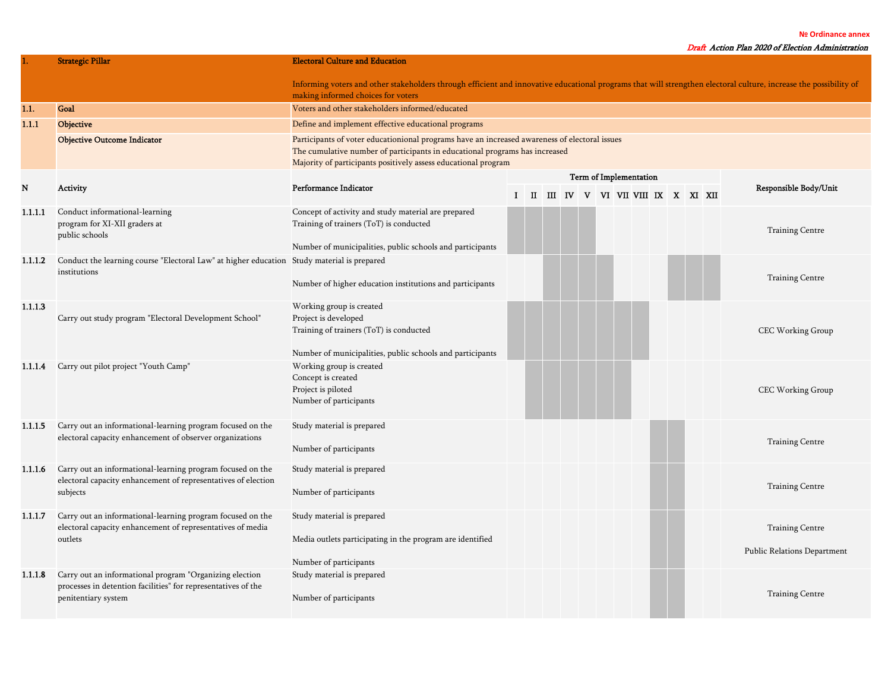| 1. | Strategic Pillar | Electoral Culture and Education<br><br>Informing voters and other stakeholders through efficient and innovative educational programs that will strengthen electoral culture, increase the possibility of making informed choices for voters |
|---|---|---|
| 1.1. | Goal | Voters and other stakeholders informed/educated |
| 1.1.1 | Objective | Define and implement effective educational programs |
| | Objective Outcome Indicator | Participants of voter educationional programs have an increased awareness of electoral issues<br>The cumulative number of participants in educational programs has increased<br>Majority of participants positively assess educational program |

| N | Activity | Performance Indicator | Term of Implementation | | | | | | | | | | | | Responsible Body/Unit |
|---|---|---|---|---|---|---|---|---|---|---|---|---|---|---|---|
| | | | I | II | III | IV | V | VI | VII | VIII | IX | X | XI | XII | |
| 1.1.1.1 | Conduct informational-learning program for XI-XII graders at public schools | Concept of activity and study material are prepared<br>Training of trainers (ToT) is conducted<br><br>Number of municipalities, public schools and participants | X | X | X | X | X | | | | | | | | Training Centre |
| 1.1.1.2 | Conduct the learning course "Electoral Law" at higher education institutions | Study material is prepared<br><br>Number of higher education institutions and participants | | | X | X | X | X | | | | X | X | X | Training Centre |
| 1.1.1.3 | Carry out study program "Electoral Development School" | Working group is created<br>Project is developed<br>Training of trainers (ToT) is conducted<br><br>Number of municipalities, public schools and participants | X | X | X | X | X | X | X | X | | | | | CEC Working Group |
| 1.1.1.4 | Carry out pilot project "Youth Camp" | Working group is created<br>Concept is created<br>Project is piloted<br>Number of participants | | X | X | X | X | X | X | | | | | | CEC Working Group |
| 1.1.1.5 | Carry out an informational-learning program focused on the electoral capacity enhancement of observer organizations | Study material is prepared<br><br>Number of participants | | | | | | | | | X | X | | | Training Centre |
| 1.1.1.6 | Carry out an informational-learning program focused on the electoral capacity enhancement of representatives of election subjects | Study material is prepared<br><br>Number of participants | | | | | | | | | X | X | | | Training Centre |
| 1.1.1.7 | Carry out an informational-learning program focused on the electoral capacity enhancement of representatives of media outlets | Study material is prepared<br><br>Media outlets participating in the program are identified<br><br>Number of participants | | | | | | | | | X | X | | | Training Centre<br><br>Public Relations Department |
| 1.1.1.8 | Carry out an informational program "Organizing election processes in detention facilities" for representatives of the penitentiary system | Study material is prepared<br><br>Number of participants | | | | | | | | | X | X | | | Training Centre |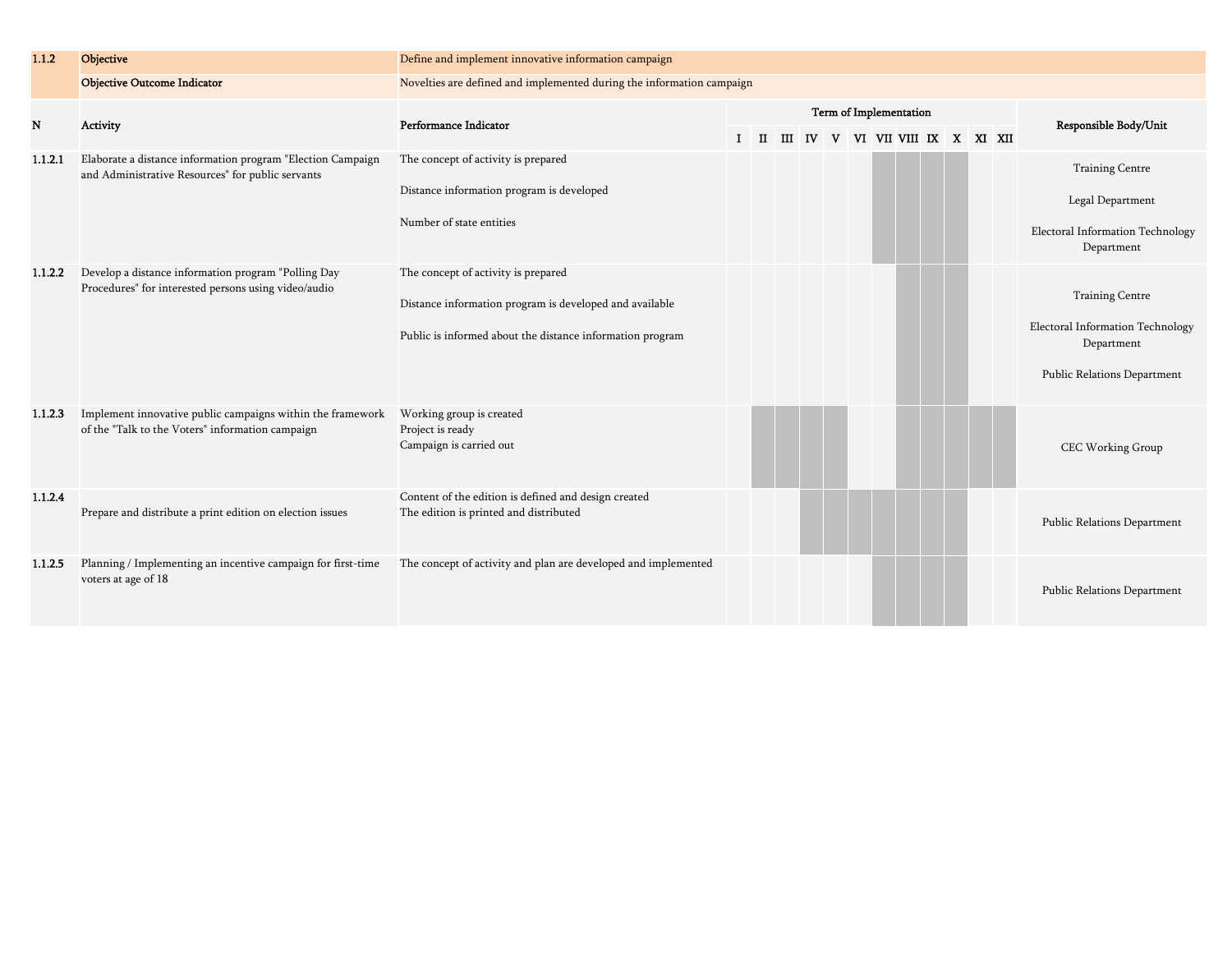| 1.1.2 | Objective | Define and implement innovative information campaign | | | | | | | | | | | | | |
|---|---|---|---|---|---|---|---|---|---|---|---|---|---|---|---|
| | **Objective Outcome Indicator** | Novelties are defined and implemented during the information campaign | | | | | | | | | | | | | |
| **N** | **Activity** | **Performance Indicator** | **Term of Implementation** | | | | | | | | | | | | **Responsible Body/Unit** |
| | | | **I** | **II** | **III** | **IV** | **V** | **VI** | **VII** | **VIII** | **IX** | **X** | **XI** | **XII** | |
| **1.1.2.1** | Elaborate a distance information program "Election Campaign and Administrative Resources" for public servants | The concept of activity is prepared<br><br>Distance information program is developed<br><br>Number of state entities | | | | | | | X | X | X | X | | | Training Centre<br><br>Legal Department<br><br>Electoral Information Technology Department |
| **1.1.2.2** | Develop a distance information program "Polling Day Procedures" for interested persons using video/audio | The concept of activity is prepared<br><br>Distance information program is developed and available<br><br>Public is informed about the distance information program | | | | | | | | X | X | X | | | Training Centre<br><br>Electoral Information Technology Department<br><br>Public Relations Department |
| **1.1.2.3** | Implement innovative public campaigns within the framework of the "Talk to the Voters" information campaign | Working group is created<br>Project is ready<br>Campaign is carried out | | X | X | X | X | | | X | X | X | X | X | CEC Working Group |
| **1.1.2.4** | Prepare and distribute a print edition on election issues | Content of the edition is defined and design created<br>The edition is printed and distributed | | | | X | X | X | X | X | X | X | | | Public Relations Department |
| **1.1.2.5** | Planning / Implementing an incentive campaign for first-time voters at age of 18 | The concept of activity and plan are developed and implemented | | | | | | | X | X | X | X | | | Public Relations Department |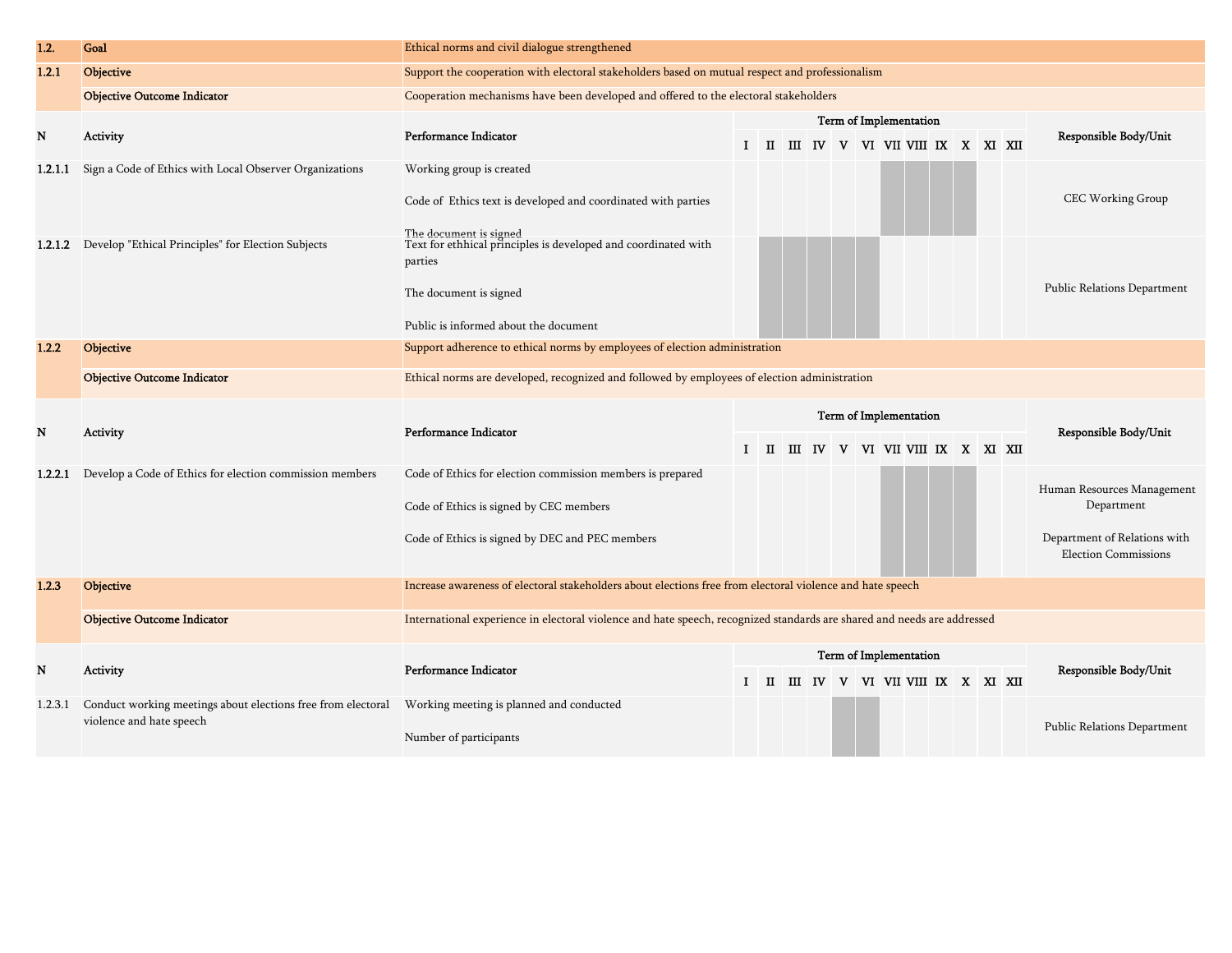| 1.2. | Goal | Ethical norms and civil dialogue strengthened | | | | | | | | | | | | | |
|---|---|---|---|---|---|---|---|---|---|---|---|---|---|---|---|
| 1.2.1 | Objective | Support the cooperation with electoral stakeholders based on mutual respect and professionalism | | | | | | | | | | | | | |
| | Objective Outcome Indicator | Cooperation mechanisms have been developed and offered to the electoral stakeholders | | | | | | | | | | | | | |
| N | Activity | Performance Indicator | Term of Implementation | | | | | | | | | | | | Responsible Body/Unit |
| | | | I | II | III | IV | V | VI | VII | VIII | IX | X | XI | XII | |
| 1.2.1.1 | Sign a Code of Ethics with Local Observer Organizations | Working group is created<br><br>Code of Ethics text is developed and coordinated with parties<br><br>The document is signed | | | | | | | ■ | ■ | ■ | ■ | | | CEC Working Group |
| 1.2.1.2 | Develop "Ethical Principles" for Election Subjects | Text for ethhical principles is developed and coordinated with parties<br><br>The document is signed<br><br>Public is informed about the document | | ■ | ■ | ■ | ■ | ■ | | | | | | | Public Relations Department |
| 1.2.2 | Objective | Support adherence to ethical norms by employees of election administration | | | | | | | | | | | | | |
| | Objective Outcome Indicator | Ethical norms are developed, recognized and followed by employees of election administration | | | | | | | | | | | | | |
| N | Activity | Performance Indicator | Term of Implementation | | | | | | | | | | | | Responsible Body/Unit |
| | | | I | II | III | IV | V | VI | VII | VIII | IX | X | XI | XII | |
| 1.2.2.1 | Develop a Code of Ethics for election commission members | Code of Ethics for election commission members is prepared<br><br>Code of Ethics is signed by CEC members<br><br>Code of Ethics is signed by DEC and PEC members | | | | | | | ■ | ■ | ■ | ■ | | | Human Resources Management Department<br><br>Department of Relations with Election Commissions |
| 1.2.3 | Objective | Increase awareness of electoral stakeholders about elections free from electoral violence and hate speech | | | | | | | | | | | | | |
| | Objective Outcome Indicator | International experience in electoral violence and hate speech, recognized standards are shared and needs are addressed | | | | | | | | | | | | | |
| N | Activity | Performance Indicator | Term of Implementation | | | | | | | | | | | | Responsible Body/Unit |
| | | | I | II | III | IV | V | VI | VII | VIII | IX | X | XI | XII | |
| 1.2.3.1 | Conduct working meetings about elections free from electoral violence and hate speech | Working meeting is planned and conducted<br><br>Number of participants | | | | | ■ | ■ | | | | | | | Public Relations Department |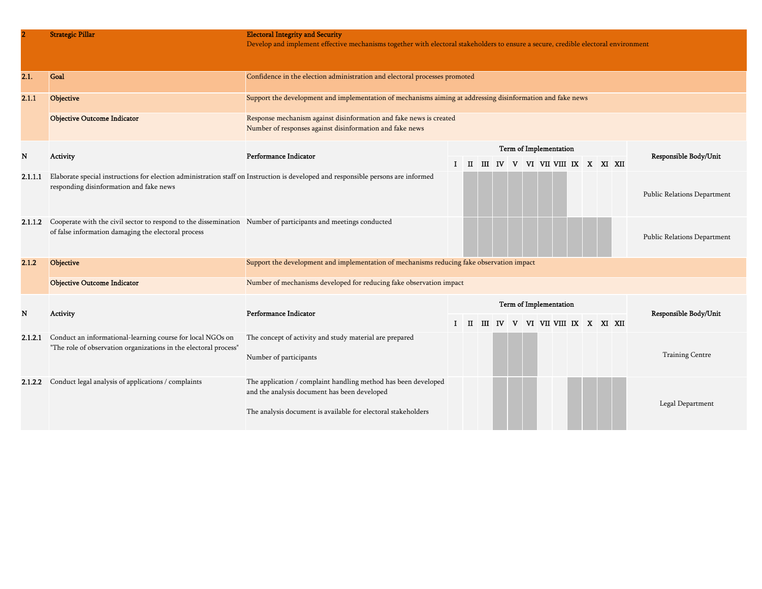| N | Strategic Pillar / Activity | Description / Performance Indicator | | | | | | | | | | | | | Responsible Body/Unit |
|---|---|---|---|---|---|---|---|---|---|---|---|---|---|---|---|
| **2** | **Strategic Pillar** | **Electoral Integrity and Security**<br>Develop and implement effective mechanisms together with electoral stakeholders to ensure a secure, credible electoral environment | | | | | | | | | | | | | |
| **2.1.** | **Goal** | Confidence in the election administration and electoral processes promoted | | | | | | | | | | | | | |
| **2.1.1** | **Objective** | Support the development and implementation of mechanisms aiming at addressing disinformation and fake news | | | | | | | | | | | | | |
| | **Objective Outcome Indicator** | Response mechanism against disinformation and fake news is created<br>Number of responses against disinformation and fake news | | | | | | | | | | | | | |
| **N** | **Activity** | **Performance Indicator** | **Term of Implementation** | | | | | | | | | | | | **Responsible Body/Unit** |
| | | | **I** | **II** | **III** | **IV** | **V** | **VI** | **VII** | **VIII** | **IX** | **X** | **XI** | **XII** | |
| **2.1.1.1** | Elaborate special instructions for election administration staff on responding disinformation and fake news | Instruction is developed and responsible persons are informed | | X | X | X | X | X | X | X | | | | | Public Relations Department |
| **2.1.1.2** | Cooperate with the civil sector to respond to the dissemination of false information damaging the electoral process | Number of participants and meetings conducted | | X | X | X | X | X | X | X | X | X | X | | Public Relations Department |
| **2.1.2** | **Objective** | Support the development and implementation of mechanisms reducing fake observation impact | | | | | | | | | | | | | |
| | **Objective Outcome Indicator** | Number of mechanisms developed for reducing fake observation impact | | | | | | | | | | | | | |
| **N** | **Activity** | **Performance Indicator** | **Term of Implementation** | | | | | | | | | | | | **Responsible Body/Unit** |
| | | | **I** | **II** | **III** | **IV** | **V** | **VI** | **VII** | **VIII** | **IX** | **X** | **XI** | **XII** | |
| **2.1.2.1** | Conduct an informational-learning course for local NGOs on "The role of observation organizations in the electoral process" | The concept of activity and study material are prepared<br><br>Number of participants | | | | X | X | X | | | | | | | Training Centre |
| **2.1.2.2** | Conduct legal analysis of applications / complaints | The application / complaint handling method has been developed and the analysis document has been developed<br><br>The analysis document is available for electoral stakeholders | | | | X | X | X | | | X | X | X | X | Legal Department |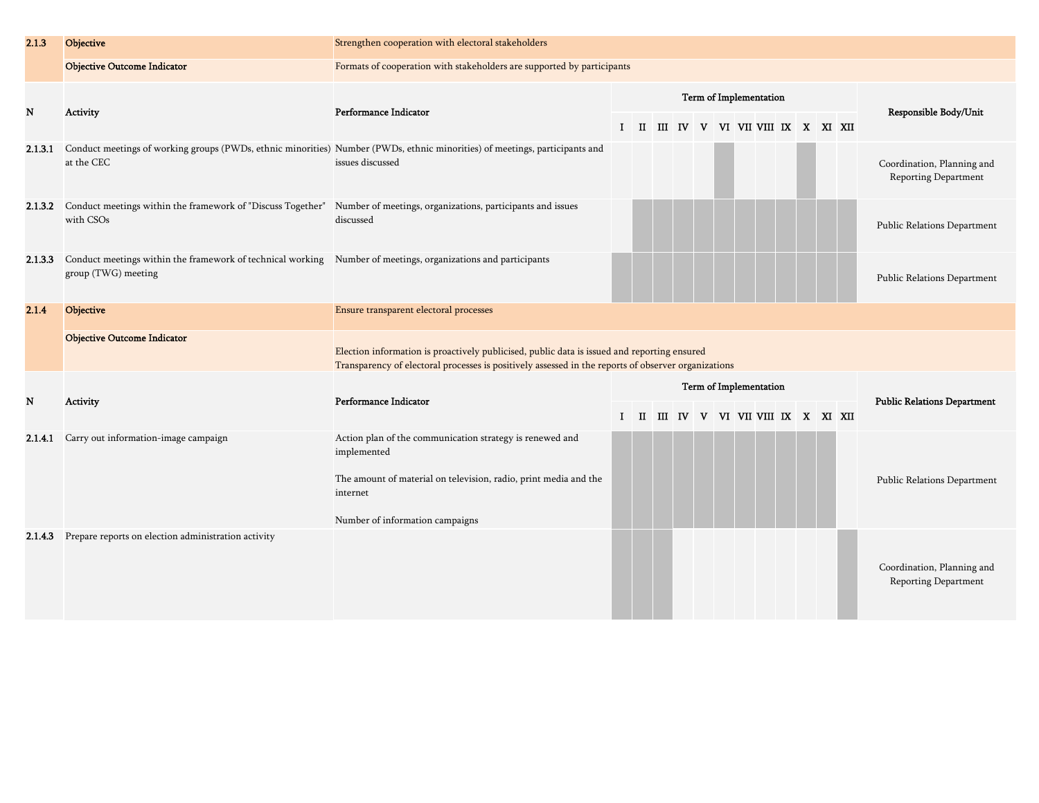| N | Activity | Performance Indicator | Term of Implementation | | | | | | | | | | | | Responsible Body/Unit |
|---|---|---|---|---|---|---|---|---|---|---|---|---|---|---|---|
| | | | I | II | III | IV | V | VI | VII | VIII | IX | X | XI | XII | |
| **2.1.3** | **Objective** | Strengthen cooperation with electoral stakeholders | | | | | | | | | | | | | |
| | **Objective Outcome Indicator** | Formats of cooperation with stakeholders are supported by participants | | | | | | | | | | | | | |
| 2.1.3.1 | Conduct meetings of working groups (PWDs, ethnic minorities) at the CEC | Number (PWDs, ethnic minorities) of meetings, participants and issues discussed | | | | | | ■ | | | | ■ | | | Coordination, Planning and Reporting Department |
| 2.1.3.2 | Conduct meetings within the framework of "Discuss Together" with CSOs | Number of meetings, organizations, participants and issues discussed | | ■ | ■ | ■ | ■ | ■ | ■ | ■ | ■ | ■ | ■ | ■ | Public Relations Department |
| 2.1.3.3 | Conduct meetings within the framework of technical working group (TWG) meeting | Number of meetings, organizations and participants | ■ | ■ | ■ | ■ | ■ | ■ | ■ | ■ | ■ | ■ | ■ | ■ | Public Relations Department |

| N | Activity | Performance Indicator | Term of Implementation | | | | | | | | | | | | Public Relations Department |
|---|---|---|---|---|---|---|---|---|---|---|---|---|---|---|---|
| | | | I | II | III | IV | V | VI | VII | VIII | IX | X | XI | XII | |
| **2.1.4** | **Objective** | Ensure transparent electoral processes | | | | | | | | | | | | | |
| | **Objective Outcome Indicator** | Election information is proactively publicised, public data is issued and reporting ensured<br>Transparency of electoral processes is positively assessed in the reports of observer organizations | | | | | | | | | | | | | |
| 2.1.4.1 | Carry out information-image campaign | Action plan of the communication strategy is renewed and implemented<br><br>The amount of material on television, radio, print media and the internet<br><br>Number of information campaigns | ■ | ■ | ■ | ■ | ■ | ■ | ■ | ■ | ■ | ■ | ■ | | Public Relations Department |
| 2.1.4.3 | Prepare reports on election administration activity | | ■ | ■ | ■ | | | | | | | | | ■ | Coordination, Planning and Reporting Department |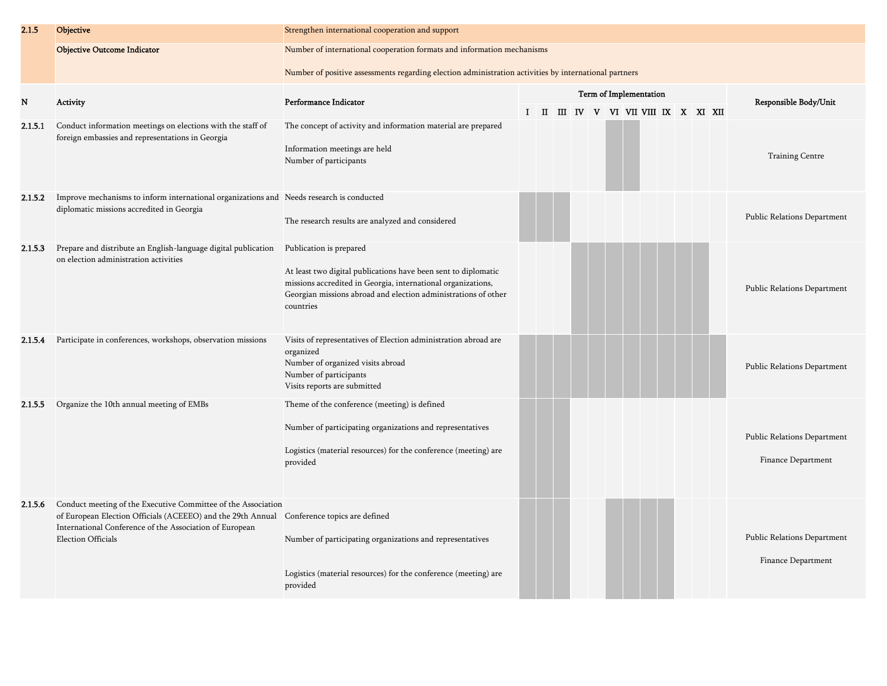| 2.1.5 | Objective | Strengthen international cooperation and support | | | | | | | | | | | | |
|---|---|---|---|---|---|---|---|---|---|---|---|---|---|---|
| | Objective Outcome Indicator | Number of international cooperation formats and information mechanisms<br><br>Number of positive assessments regarding election administration activities by international partners | | | | | | | | | | | | |
| N | Activity | Performance Indicator | Term of Implementation | | | | | | | | | | | Responsible Body/Unit |
| | | | I | II | III | IV | V | VI | VII | VIII | IX | X | XI | XII | |
| 2.1.5.1 | Conduct information meetings on elections with the staff of foreign embassies and representations in Georgia | The concept of activity and information material are prepared<br><br>Information meetings are held<br>Number of participants | | | | | | ■ | ■ | | | | | | Training Centre |
| 2.1.5.2 | Improve mechanisms to inform international organizations and diplomatic missions accredited in Georgia | Needs research is conducted<br><br>The research results are analyzed and considered | ■ | ■ | ■ | | | | | | | | | | Public Relations Department |
| 2.1.5.3 | Prepare and distribute an English-language digital publication on election administration activities | Publication is prepared<br><br>At least two digital publications have been sent to diplomatic missions accredited in Georgia, international organizations, Georgian missions abroad and election administrations of other countries | | | | ■ | ■ | ■ | ■ | ■ | ■ | ■ | ■ | | Public Relations Department |
| 2.1.5.4 | Participate in conferences, workshops, observation missions | Visits of representatives of Election administration abroad are organized<br>Number of organized visits abroad<br>Number of participants<br>Visits reports are submitted | ■ | ■ | ■ | ■ | ■ | ■ | ■ | ■ | ■ | ■ | ■ | ■ | Public Relations Department |
| 2.1.5.5 | Organize the 10th annual meeting of EMBs | Theme of the conference (meeting) is defined<br><br>Number of participating organizations and representatives<br><br>Logistics (material resources) for the conference (meeting) are provided | ■ | ■ | ■ | | | | | | | | | | Public Relations Department<br><br>Finance Department |
| 2.1.5.6 | Conduct meeting of the Executive Committee of the Association of European Election Officials (ACEEEO) and the 29th Annual International Conference of the Association of European Election Officials | Conference topics are defined<br><br>Number of participating organizations and representatives<br><br>Logistics (material resources) for the conference (meeting) are provided | ■ | ■ | ■ | | | ■ | ■ | ■ | ■ | | | | Public Relations Department<br><br>Finance Department |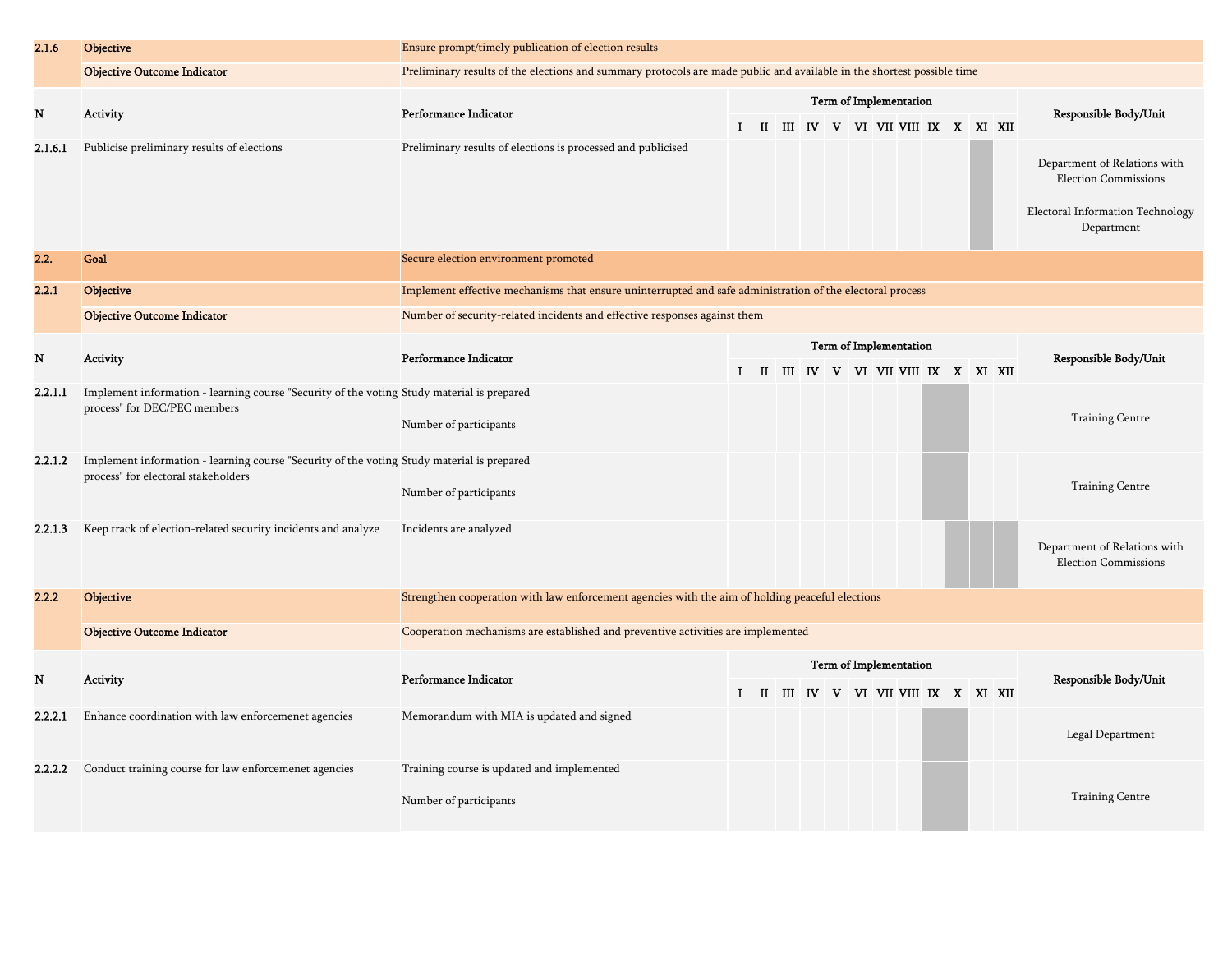| N | Activity | Performance Indicator | I | II | III | IV | V | VI | VII | VIII | IX | X | XI | XII | Responsible Body/Unit |
|---|---|---|---|---|---|---|---|---|---|---|---|---|---|---|---|
| **2.1.6** | **Objective** | Ensure prompt/timely publication of election results | | | | | | | | | | | | | |
| | **Objective Outcome Indicator** | Preliminary results of the elections and summary protocols are made public and available in the shortest possible time | | | | | | | | | | | | | |
| 2.1.6.1 | Publicise preliminary results of elections | Preliminary results of elections is processed and publicised | | | | | | | | | | | ■ | | Department of Relations with Election Commissions<br><br>Electoral Information Technology Department |
| **2.2.** | **Goal** | Secure election environment promoted | | | | | | | | | | | | | |
| **2.2.1** | **Objective** | Implement effective mechanisms that ensure uninterrupted and safe administration of the electoral process | | | | | | | | | | | | | |
| | **Objective Outcome Indicator** | Number of security-related incidents and effective responses against them | | | | | | | | | | | | | |
| 2.2.1.1 | Implement information - learning course "Security of the voting process" for DEC/PEC members | Study material is prepared<br><br>Number of participants | | | | | | | | | ■ | ■ | | | Training Centre |
| 2.2.1.2 | Implement information - learning course "Security of the voting process" for electoral stakeholders | Study material is prepared<br><br>Number of participants | | | | | | | | | ■ | ■ | | | Training Centre |
| 2.2.1.3 | Keep track of election-related security incidents and analyze | Incidents are analyzed | | | | | | | | | | ■ | ■ | ■ | Department of Relations with Election Commissions |
| **2.2.2** | **Objective** | Strengthen cooperation with law enforcement agencies with the aim of holding peaceful elections | | | | | | | | | | | | | |
| | **Objective Outcome Indicator** | Cooperation mechanisms are established and preventive activities are implemented | | | | | | | | | | | | | |
| 2.2.2.1 | Enhance coordination with law enforcemenet agencies | Memorandum with MIA is updated and signed | | | | | | | | | ■ | ■ | | | Legal Department |
| 2.2.2.2 | Conduct training course for law enforcemenet agencies | Training course is updated and implemented<br><br>Number of participants | | | | | | | | | ■ | ■ | | | Training Centre |

Note: Columns I–XII fall under the header "Term of Implementation"; ■ marks shaded (scheduled) months.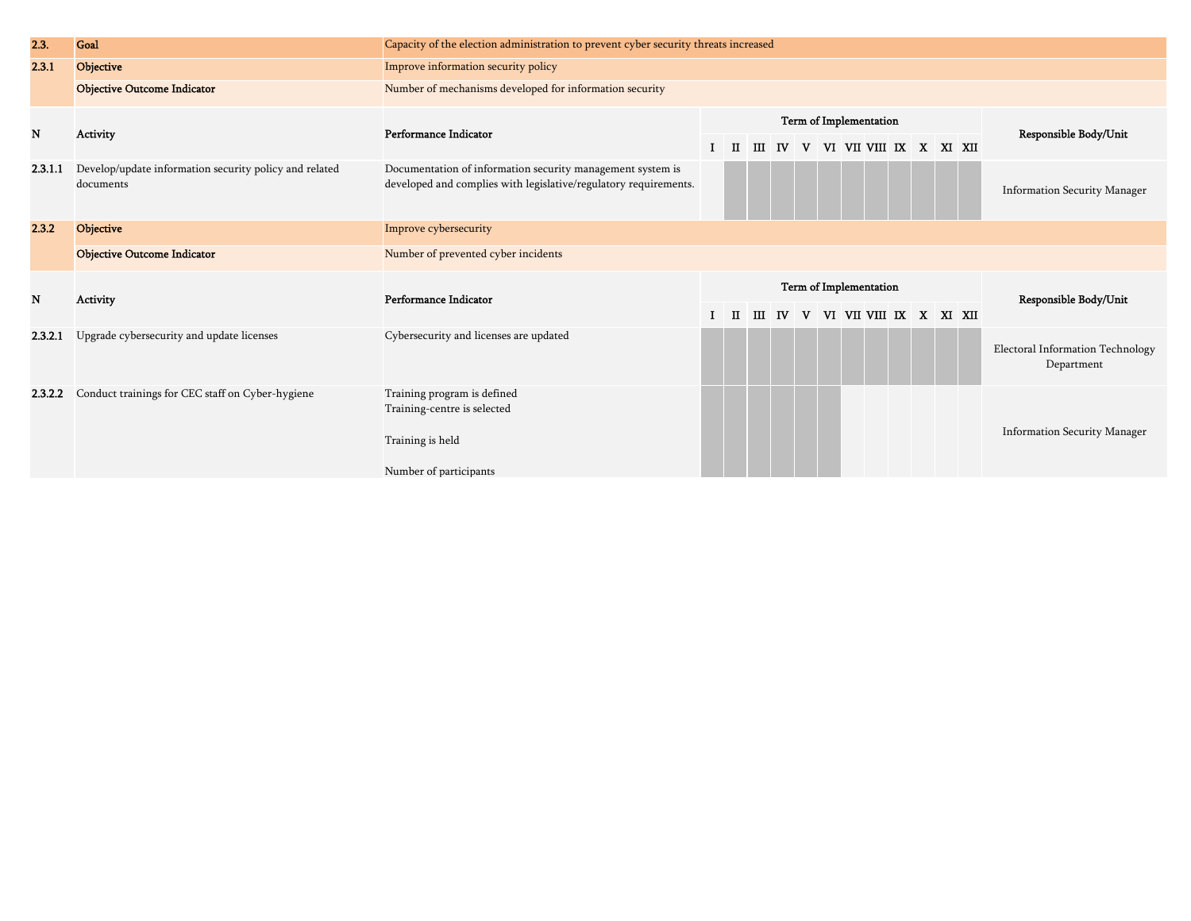| 2.3. | Goal | Capacity of the election administration to prevent cyber security threats increased | | | | | | | | | | | | |
|---|---|---|---|---|---|---|---|---|---|---|---|---|---|---|
| 2.3.1 | Objective | Improve information security policy | | | | | | | | | | | | |
| | Objective Outcome Indicator | Number of mechanisms developed for information security | | | | | | | | | | | | |

| N | Activity | Performance Indicator | Term of Implementation | | | | | | | | | | | | Responsible Body/Unit |
|---|---|---|---|---|---|---|---|---|---|---|---|---|---|---|---|
| | | | I | II | III | IV | V | VI | VII | VIII | IX | X | XI | XII | |
| 2.3.1.1 | Develop/update information security policy and related documents | Documentation of information security management system is developed and complies with legislative/regulatory requirements. | | ■ | ■ | ■ | ■ | ■ | ■ | ■ | ■ | ■ | ■ | ■ | Information Security Manager |

| 2.3.2 | Objective | Improve cybersecurity |
|---|---|---|
| | Objective Outcome Indicator | Number of prevented cyber incidents |

| N | Activity | Performance Indicator | Term of Implementation | | | | | | | | | | | | Responsible Body/Unit |
|---|---|---|---|---|---|---|---|---|---|---|---|---|---|---|---|
| | | | I | II | III | IV | V | VI | VII | VIII | IX | X | XI | XII | |
| 2.3.2.1 | Upgrade cybersecurity and update licenses | Cybersecurity and licenses are updated | ■ | ■ | ■ | ■ | ■ | ■ | ■ | ■ | ■ | ■ | ■ | ■ | Electoral Information Technology Department |
| 2.3.2.2 | Conduct trainings for CEC staff on Cyber-hygiene | Training program is defined<br>Training-centre is selected<br><br>Training is held<br><br>Number of participants | ■ | ■ | ■ | ■ | ■ | ■ | | | | | | | Information Security Manager |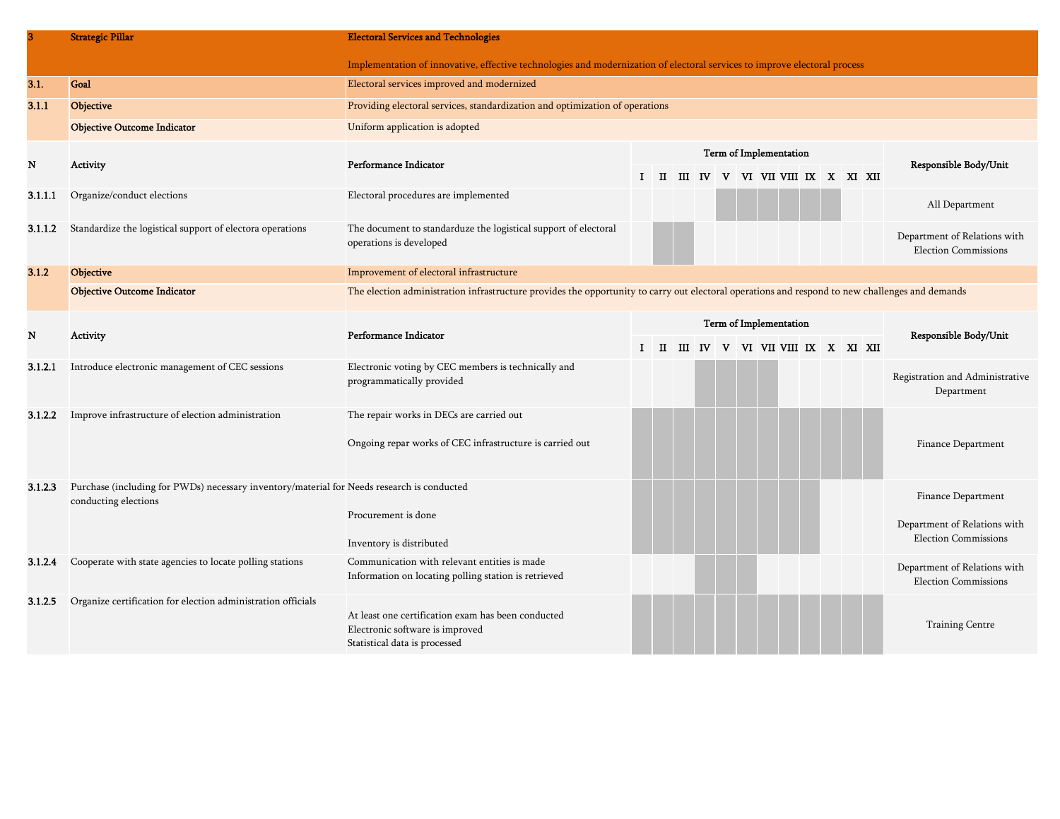| 3 | Strategic Pillar | Electoral Services and Technologies<br><br>Implementation of innovative, effective technologies and modernization of electoral services to improve electoral process | | | | | | | | | | | | |
|---|---|---|---|---|---|---|---|---|---|---|---|---|---|---|
| 3.1. | Goal | Electoral services improved and modernized | | | | | | | | | | | | |
| 3.1.1 | Objective | Providing electoral services, standardization and optimization of operations | | | | | | | | | | | | |
| | Objective Outcome Indicator | Uniform application is adopted | | | | | | | | | | | | |
| N | Activity | Performance Indicator | Term of Implementation | | | | | | | | | | | Responsible Body/Unit |
| | | | I | II | III | IV | V | VI | VII | VIII | IX | X | XI | XII |
| 3.1.1.1 | Organize/conduct elections | Electoral procedures are implemented | | | | | ■ | ■ | ■ | ■ | ■ | ■ | | | All Department |
| 3.1.1.2 | Standardize the logistical support of electora operations | The document to standarduze the logistical support of electoral operations is developed | | ■ | ■ | | | | | | | | | | Department of Relations with Election Commissions |
| 3.1.2 | Objective | Improvement of electoral infrastructure | | | | | | | | | | | | |
| | Objective Outcome Indicator | The election administration infrastructure provides the opportunity to carry out electoral operations and respond to new challenges and demands | | | | | | | | | | | | |
| N | Activity | Performance Indicator | Term of Implementation | | | | | | | | | | | Responsible Body/Unit |
| | | | I | II | III | IV | V | VI | VII | VIII | IX | X | XI | XII |
| 3.1.2.1 | Introduce electronic management of CEC sessions | Electronic voting by CEC members is technically and programmatically provided | | | | ■ | ■ | ■ | ■ | | | | | | Registration and Administrative Department |
| 3.1.2.2 | Improve infrastructure of election administration | The repair works in DECs are carried out<br><br>Ongoing repar works of CEC infrastructure is carried out | ■ | ■ | ■ | ■ | ■ | ■ | ■ | ■ | ■ | ■ | ■ | ■ | Finance Department |
| 3.1.2.3 | Purchase (including for PWDs) necessary inventory/material for conducting elections | Needs research is conducted<br><br>Procurement is done<br><br>Inventory is distributed | ■ | ■ | ■ | ■ | ■ | ■ | ■ | ■ | ■ | | | | Finance Department<br><br>Department of Relations with Election Commissions |
| 3.1.2.4 | Cooperate with state agencies to locate polling stations | Communication with relevant entities is made<br>Information on locating polling station is retrieved | | | | ■ | ■ | ■ | | | | | | | Department of Relations with Election Commissions |
| 3.1.2.5 | Organize certification for election administration officials | At least one certification exam has been conducted<br>Electronic software is improved<br>Statistical data is processed | ■ | ■ | ■ | ■ | ■ | ■ | ■ | ■ | ■ | ■ | ■ | ■ | Training Centre |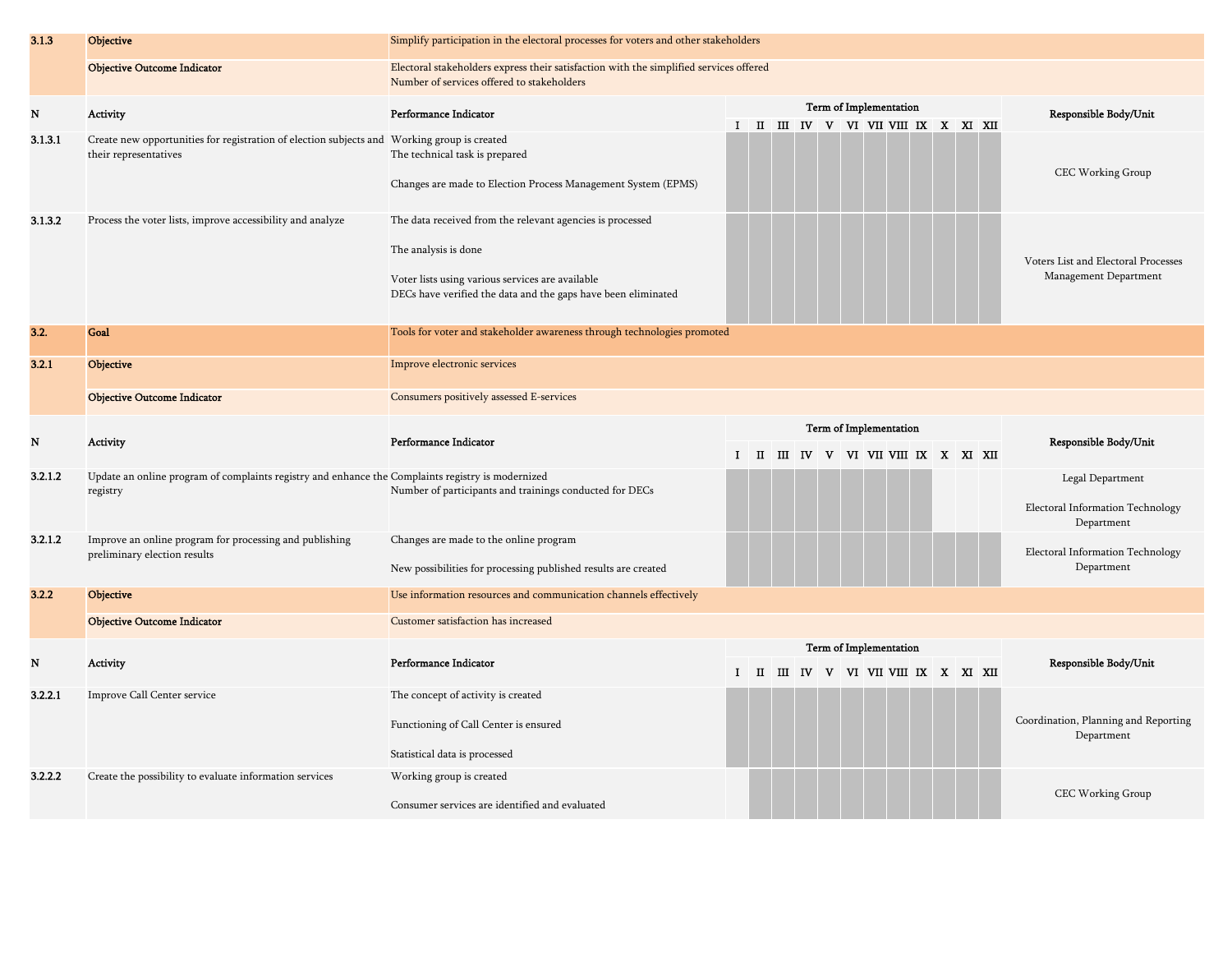| 3.1.3 | Objective | Simplify participation in the electoral processes for voters and other stakeholders |
|---|---|---|
| | Objective Outcome Indicator | Electoral stakeholders express their satisfaction with the simplified services offered<br>Number of services offered to stakeholders |

| N | Activity | Performance Indicator | I | II | III | IV | V | VI | VII | VIII | IX | X | XI | XII | Responsible Body/Unit |
|---|---|---|---|---|---|---|---|---|---|---|---|---|---|---|---|
| 3.1.3.1 | Create new opportunities for registration of election subjects and their representatives | Working group is created<br>The technical task is prepared<br>Changes are made to Election Process Management System (EPMS) | ■ | ■ | ■ | ■ | ■ | ■ | ■ | ■ | ■ | ■ | ■ | ■ | CEC Working Group |
| 3.1.3.2 | Process the voter lists, improve accessibility and analyze | The data received from the relevant agencies is processed<br>The analysis is done<br>Voter lists using various services are available<br>DECs have verified the data and the gaps have been eliminated | ■ | ■ | ■ | ■ | ■ | ■ | ■ | ■ | ■ | ■ | ■ | ■ | Voters List and Electoral Processes Management Department |

| 3.2. | Goal | Tools for voter and stakeholder awareness through technologies promoted |
|---|---|---|
| 3.2.1 | Objective | Improve electronic services |
| | Objective Outcome Indicator | Consumers positively assessed E-services |

| N | Activity | Performance Indicator | I | II | III | IV | V | VI | VII | VIII | IX | X | XI | XII | Responsible Body/Unit |
|---|---|---|---|---|---|---|---|---|---|---|---|---|---|---|---|
| 3.2.1.2 | Update an online program of complaints registry and enhance the registry | Complaints registry is modernized<br>Number of participants and trainings conducted for DECs | ■ | ■ | ■ | ■ | ■ | ■ | ■ | ■ | ■ | | | | Legal Department<br>Electoral Information Technology Department |
| 3.2.1.2 | Improve an online program for processing and publishing preliminary election results | Changes are made to the online program<br>New possibilities for processing published results are created | ■ | ■ | ■ | ■ | ■ | ■ | ■ | ■ | ■ | ■ | ■ | ■ | Electoral Information Technology Department |

| 3.2.2 | Objective | Use information resources and communication channels effectively |
|---|---|---|
| | Objective Outcome Indicator | Customer satisfaction has increased |

| N | Activity | Performance Indicator | I | II | III | IV | V | VI | VII | VIII | IX | X | XI | XII | Responsible Body/Unit |
|---|---|---|---|---|---|---|---|---|---|---|---|---|---|---|---|
| 3.2.2.1 | Improve Call Center service | The concept of activity is created<br>Functioning of Call Center is ensured<br>Statistical data is processed | ■ | ■ | ■ | ■ | ■ | ■ | ■ | ■ | ■ | ■ | ■ | ■ | Coordination, Planning and Reporting Department |
| 3.2.2.2 | Create the possibility to evaluate information services | Working group is created<br>Consumer services are identified and evaluated | | ■ | ■ | ■ | ■ | ■ | ■ | ■ | ■ | ■ | ■ | ■ | CEC Working Group |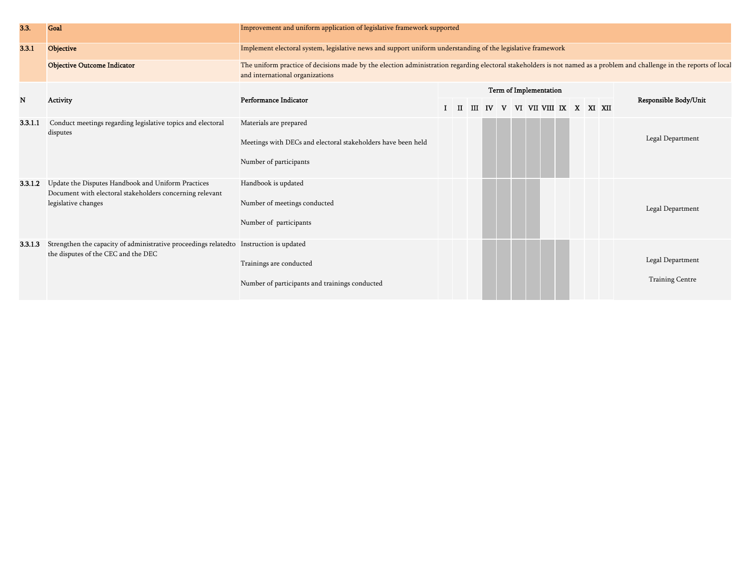| 3.3. | Goal | Improvement and uniform application of legislative framework supported | | | | | | | | | | | | | |
|---|---|---|---|---|---|---|---|---|---|---|---|---|---|---|---|
| 3.3.1 | Objective | Implement electoral system, legislative news and support uniform understanding of the legislative framework | | | | | | | | | | | | | |
| | Objective Outcome Indicator | The uniform practice of decisions made by the election administration regarding electoral stakeholders is not named as a problem and challenge in the reports of local and international organizations | | | | | | | | | | | | | |
| N | Activity | Performance Indicator | Term of Implementation | | | | | | | | | | | | Responsible Body/Unit |
| | | | I | II | III | IV | V | VI | VII | VIII | IX | X | XI | XII | |
| 3.3.1.1 | Conduct meetings regarding legislative topics and electoral disputes | Materials are prepared<br><br>Meetings with DECs and electoral stakeholders have been held<br><br>Number of participants | | | | ■ | ■ | ■ | ■ | ■ | ■ | | | | Legal Department |
| 3.3.1.2 | Update the Disputes Handbook and Uniform Practices Document with electoral stakeholders concerning relevant legislative changes | Handbook is updated<br><br>Number of meetings conducted<br><br>Number of participants | | | | ■ | ■ | ■ | ■ | | | | | | Legal Department |
| 3.3.1.3 | Strengthen the capacity of administrative proceedings relatedto the disputes of the CEC and the DEC | Instruction is updated<br><br>Trainings are conducted<br><br>Number of participants and trainings conducted | | | | ■ | ■ | ■ | ■ | ■ | ■ | | | | Legal Department<br><br>Training Centre |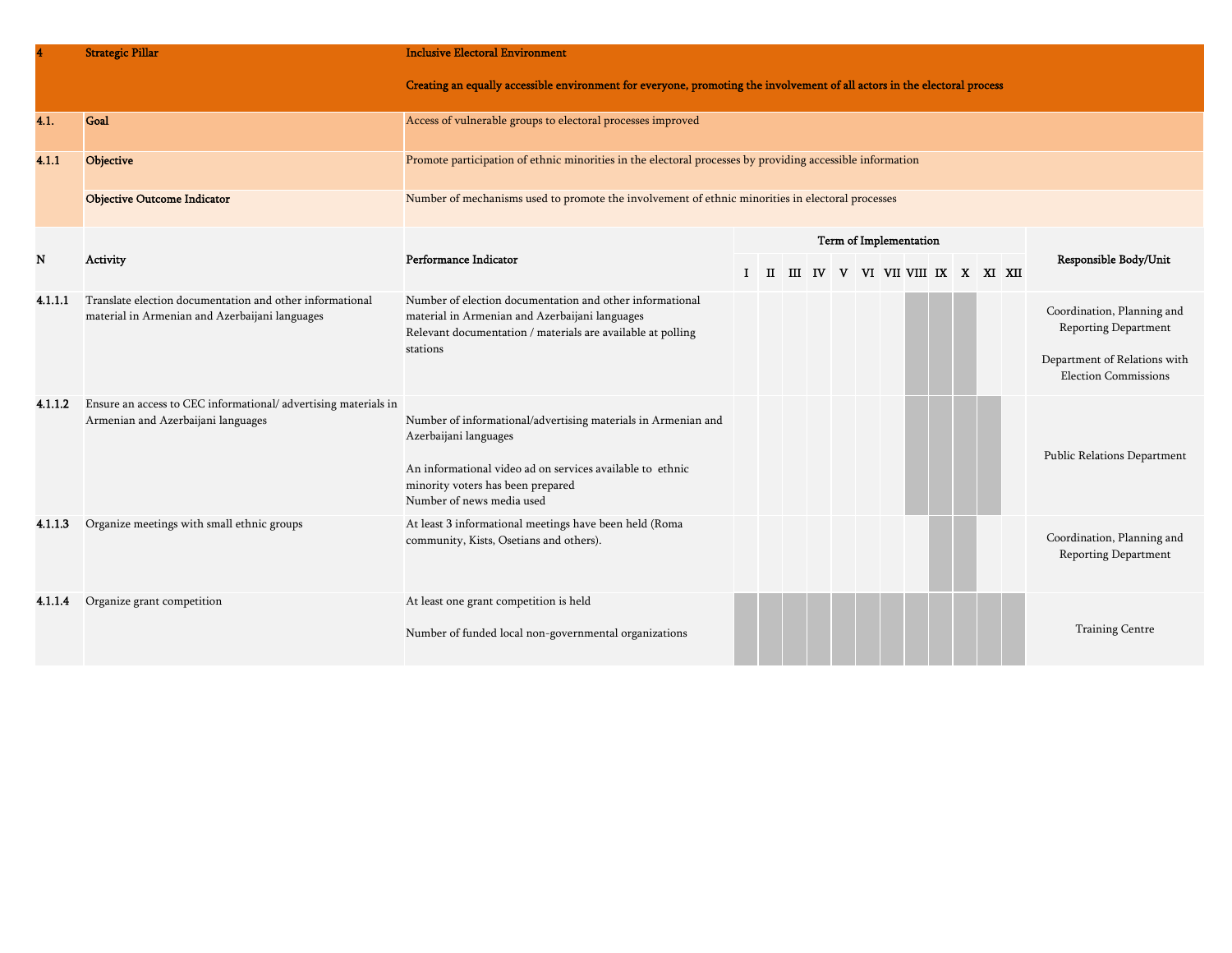| 4 | Strategic Pillar | Inclusive Electoral Environment<br><br>Creating an equally accessible environment for everyone, promoting the involvement of all actors in the electoral process | | | | | | | | | | | | |
|---|---|---|---|---|---|---|---|---|---|---|---|---|---|---|
| 4.1. | Goal | Access of vulnerable groups to electoral processes improved | | | | | | | | | | | | |
| 4.1.1 | Objective | Promote participation of ethnic minorities in the electoral processes by providing accessible information | | | | | | | | | | | | |
| | Objective Outcome Indicator | Number of mechanisms used to promote the involvement of ethnic minorities in electoral processes | | | | | | | | | | | | |
| N | Activity | Performance Indicator | Term of Implementation | | | | | | | | | | | Responsible Body/Unit |
| | | | I | II | III | IV | V | VI | VII | VIII | IX | X | XI | XII | |
| 4.1.1.1 | Translate election documentation and other informational material in Armenian and Azerbaijani languages | Number of election documentation and other informational material in Armenian and Azerbaijani languages<br>Relevant documentation / materials are available at polling stations | | | | | | | | ■ | ■ | ■ | | | Coordination, Planning and Reporting Department<br><br>Department of Relations with Election Commissions |
| 4.1.1.2 | Ensure an access to CEC informational/ advertising materials in Armenian and Azerbaijani languages | Number of informational/advertising materials in Armenian and Azerbaijani languages<br><br>An informational video ad on services available to ethnic minority voters has been prepared<br>Number of news media used | | | | | | | | ■ | ■ | ■ | ■ | | Public Relations Department |
| 4.1.1.3 | Organize meetings with small ethnic groups | At least 3 informational meetings have been held (Roma community, Kists, Osetians and others). | | | | | | | | | ■ | ■ | | | Coordination, Planning and Reporting Department |
| 4.1.1.4 | Organize grant competition | At least one grant competition is held<br><br>Number of funded local non-governmental organizations | ■ | ■ | ■ | ■ | ■ | ■ | ■ | ■ | ■ | ■ | ■ | ■ | Training Centre |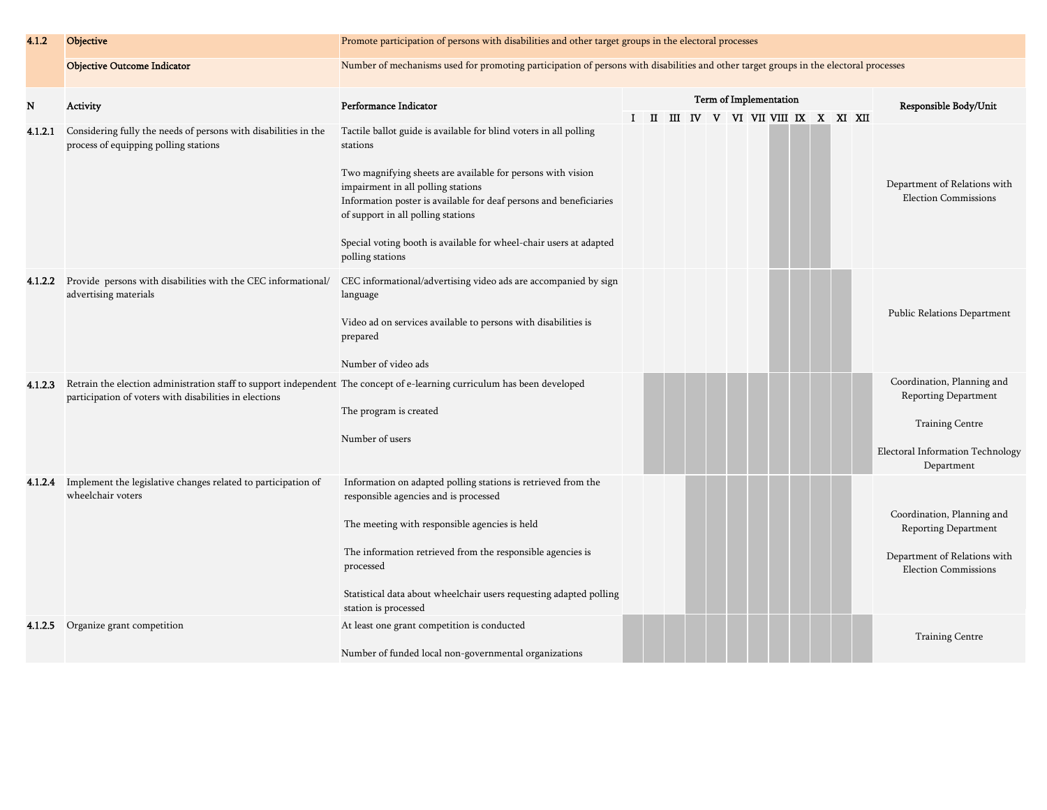| 4.1.2 | Objective | Promote participation of persons with disabilities and other target groups in the electoral processes | | | | | | | | | | | | | |
|---|---|---|---|---|---|---|---|---|---|---|---|---|---|---|---|
| | Objective Outcome Indicator | Number of mechanisms used for promoting participation of persons with disabilities and other target groups in the electoral processes | | | | | | | | | | | | | |
| N | Activity | Performance Indicator | Term of Implementation | | | | | | | | | | | | Responsible Body/Unit |
| | | | I | II | III | IV | V | VI | VII | VIII | IX | X | XI | XII | |
| 4.1.2.1 | Considering fully the needs of persons with disabilities in the process of equipping polling stations | Tactile ballot guide is available for blind voters in all polling stations<br><br>Two magnifying sheets are available for persons with vision impairment in all polling stations<br>Information poster is available for deaf persons and beneficiaries of support in all polling stations<br><br>Special voting booth is available for wheel-chair users at adapted polling stations | | | | | | | | ■ | ■ | ■ | | | Department of Relations with Election Commissions |
| 4.1.2.2 | Provide persons with disabilities with the CEC informational/ advertising materials | CEC informational/advertising video ads are accompanied by sign language<br><br>Video ad on services available to persons with disabilities is prepared<br><br>Number of video ads | | | | | | | | ■ | ■ | ■ | ■ | | Public Relations Department |
| 4.1.2.3 | Retrain the election administration staff to support independent participation of voters with disabilities in elections | The concept of e-learning curriculum has been developed<br><br>The program is created<br><br>Number of users | | ■ | ■ | ■ | ■ | ■ | ■ | ■ | ■ | ■ | ■ | ■ | Coordination, Planning and Reporting Department<br><br>Training Centre<br><br>Electoral Information Technology Department |
| 4.1.2.4 | Implement the legislative changes related to participation of wheelchair voters | Information on adapted polling stations is retrieved from the responsible agencies and is processed<br><br>The meeting with responsible agencies is held<br><br>The information retrieved from the responsible agencies is processed<br><br>Statistical data about wheelchair users requesting adapted polling station is processed | | | | ■ | ■ | ■ | ■ | ■ | ■ | ■ | ■ | | Coordination, Planning and Reporting Department<br><br>Department of Relations with Election Commissions |
| 4.1.2.5 | Organize grant competition | At least one grant competition is conducted<br><br>Number of funded local non-governmental organizations | ■ | ■ | ■ | ■ | ■ | ■ | ■ | ■ | ■ | ■ | ■ | ■ | Training Centre |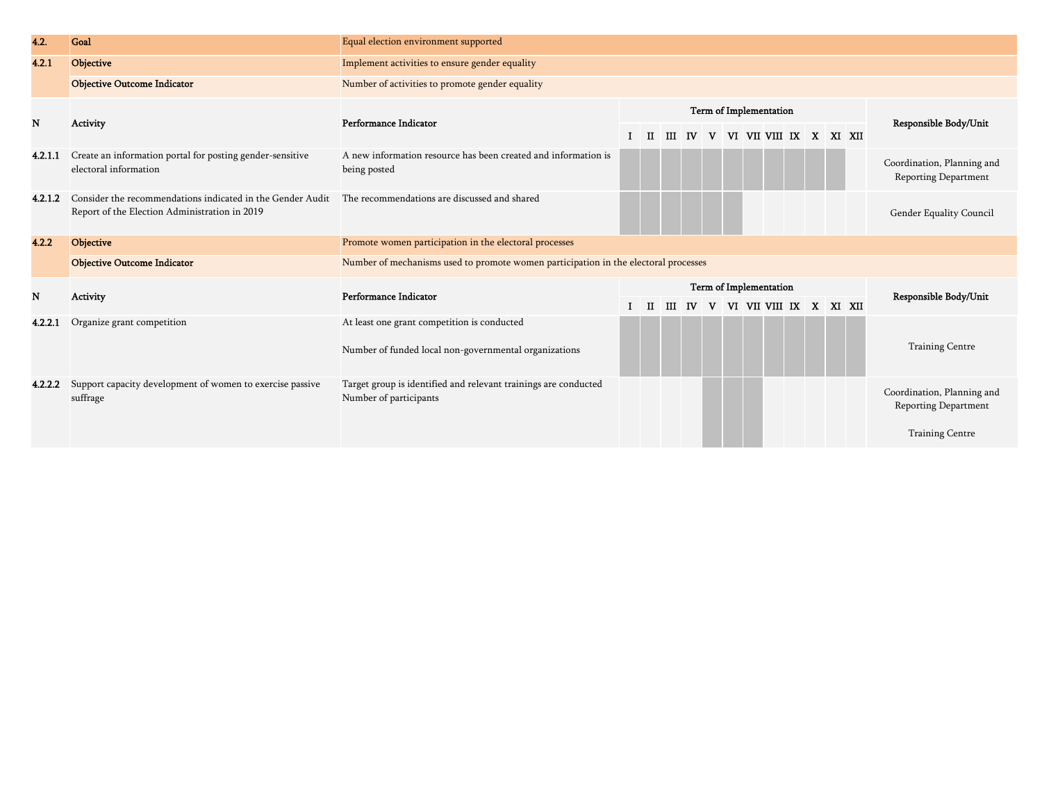| 4.2. | Goal | Equal election environment supported | | | | | | | | | | | | |
|---|---|---|---|---|---|---|---|---|---|---|---|---|---|---|
| 4.2.1 | Objective | Implement activities to ensure gender equality | | | | | | | | | | | | |
| | Objective Outcome Indicator | Number of activities to promote gender equality | | | | | | | | | | | | |

| N | Activity | Performance Indicator | Term of Implementation | | | | | | | | | | | | Responsible Body/Unit |
|---|---|---|---|---|---|---|---|---|---|---|---|---|---|---|---|
| | | | I | II | III | IV | V | VI | VII | VIII | IX | X | XI | XII | |
| 4.2.1.1 | Create an information portal for posting gender-sensitive electoral information | A new information resource has been created and information is being posted | ■ | ■ | ■ | ■ | ■ | ■ | ■ | ■ | ■ | ■ | ■ | | Coordination, Planning and Reporting Department |
| 4.2.1.2 | Consider the recommendations indicated in the Gender Audit Report of the Election Administration in 2019 | The recommendations are discussed and shared | ■ | ■ | ■ | ■ | ■ | ■ | | | | | | | Gender Equality Council |

| 4.2.2 | Objective | Promote women participation in the electoral processes |
|---|---|---|
| | Objective Outcome Indicator | Number of mechanisms used to promote women participation in the electoral processes |

| N | Activity | Performance Indicator | Term of Implementation | | | | | | | | | | | | Responsible Body/Unit |
|---|---|---|---|---|---|---|---|---|---|---|---|---|---|---|---|
| | | | I | II | III | IV | V | VI | VII | VIII | IX | X | XI | XII | |
| 4.2.2.1 | Organize grant competition | At least one grant competition is conducted<br><br>Number of funded local non-governmental organizations | ■ | ■ | ■ | ■ | ■ | ■ | ■ | ■ | ■ | ■ | ■ | ■ | Training Centre |
| 4.2.2.2 | Support capacity development of women to exercise passive suffrage | Target group is identified and relevant trainings are conducted<br>Number of participants | | | | | ■ | ■ | ■ | | | | | | Coordination, Planning and Reporting Department<br><br>Training Centre |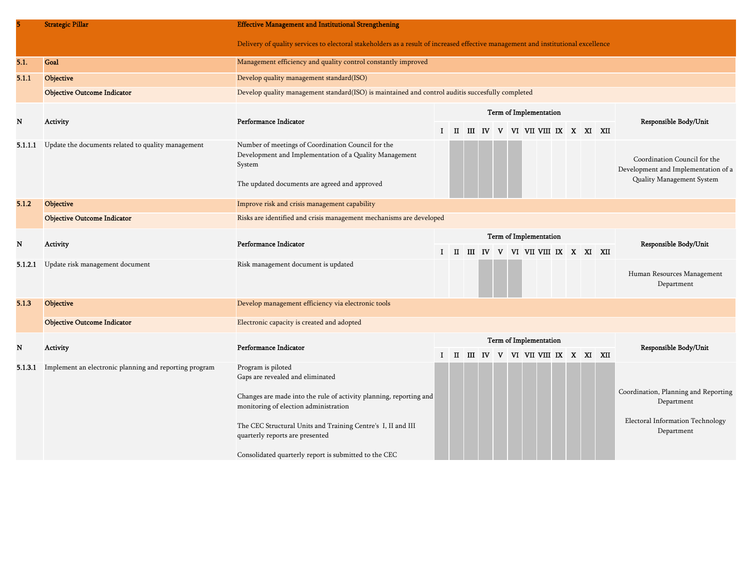| 5 | Strategic Pillar | Effective Management and Institutional Strengthening<br><br>Delivery of quality services to electoral stakeholders as a result of increased effective management and institutional excellence | | | | | | | | | | | | | |
|---|---|---|---|---|---|---|---|---|---|---|---|---|---|---|---|
| 5.1. | Goal | Management efficiency and quality control constantly improved | | | | | | | | | | | | | |
| 5.1.1 | Objective | Develop quality management standard(ISO) | | | | | | | | | | | | | |
| | Objective Outcome Indicator | Develop quality management standard(ISO) is maintained and control auditis succesfully completed | | | | | | | | | | | | | |
| N | Activity | Performance Indicator | Term of Implementation | | | | | | | | | | | | Responsible Body/Unit |
| | | | I | II | III | IV | V | VI | VII | VIII | IX | X | XI | XII | |
| 5.1.1.1 | Update the documents related to quality management | Number of meetings of Coordination Council for the Development and Implementation of a Quality Management System<br><br>The updated documents are agreed and approved | | ■ | ■ | ■ | ■ | ■ | | | | | | | Coordination Council for the Development and Implementation of a Quality Management System |
| 5.1.2 | Objective | Improve risk and crisis management capability | | | | | | | | | | | | | |
| | Objective Outcome Indicator | Risks are identified and crisis management mechanisms are developed | | | | | | | | | | | | | |
| N | Activity | Performance Indicator | Term of Implementation | | | | | | | | | | | | Responsible Body/Unit |
| | | | I | II | III | IV | V | VI | VII | VIII | IX | X | XI | XII | |
| 5.1.2.1 | Update risk management document | Risk management document is updated | | | | ■ | ■ | ■ | | | | | | | Human Resources Management Department |
| 5.1.3 | Objective | Develop management efficiency via electronic tools | | | | | | | | | | | | | |
| | Objective Outcome Indicator | Electronic capacity is created and adopted | | | | | | | | | | | | | |
| N | Activity | Performance Indicator | Term of Implementation | | | | | | | | | | | | Responsible Body/Unit |
| | | | I | II | III | IV | V | VI | VII | VIII | IX | X | XI | XII | |
| 5.1.3.1 | Implement an electronic planning and reporting program | Program is piloted<br>Gaps are revealed and eliminated<br><br>Changes are made into the rule of activity planning, reporting and monitoring of election administration<br><br>The CEC Structural Units and Training Centre's I, II and III quarterly reports are presented<br><br>Consolidated quarterly report is submitted to the CEC | ■ | ■ | ■ | ■ | ■ | ■ | ■ | ■ | ■ | ■ | ■ | ■ | Coordination, Planning and Reporting Department<br><br>Electoral Information Technology Department |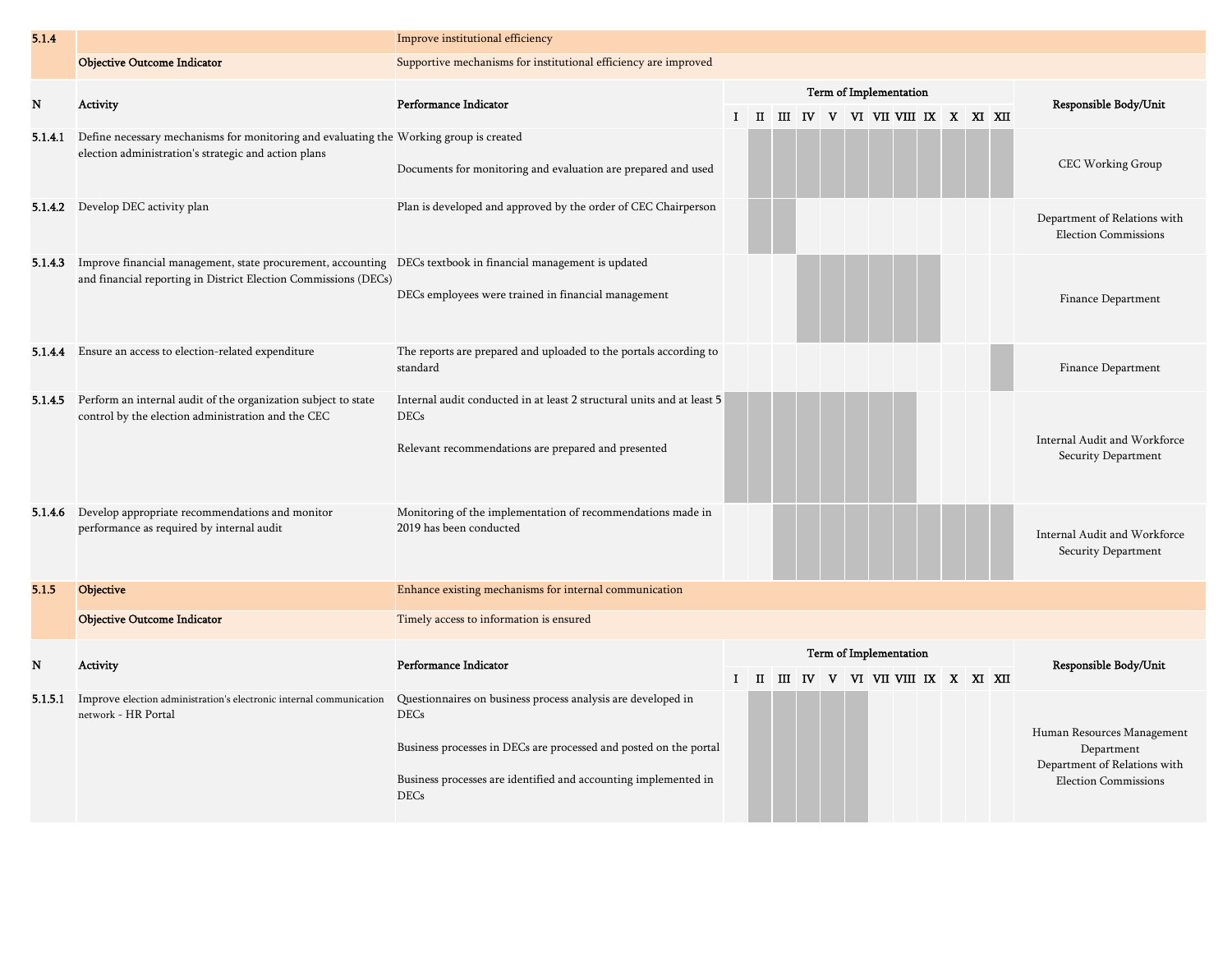| N | Activity | Performance Indicator | I | II | III | IV | V | VI | VII | VIII | IX | X | XI | XII | Responsible Body/Unit |
|---|---|---|---|---|---|---|---|---|---|---|---|---|---|---|---|
| 5.1.4 | | Improve institutional efficiency | | | | | | | | | | | | | |
| | **Objective Outcome Indicator** | Supportive mechanisms for institutional efficiency are improved | | | | | | | | | | | | | |
| 5.1.4.1 | Define necessary mechanisms for monitoring and evaluating the election administration's strategic and action plans | Working group is created<br><br>Documents for monitoring and evaluation are prepared and used | | X | X | X | X | X | X | X | X | X | X | X | CEC Working Group |
| 5.1.4.2 | Develop DEC activity plan | Plan is developed and approved by the order of CEC Chairperson | | X | X | | | | | | | | | | Department of Relations with Election Commissions |
| 5.1.4.3 | Improve financial management, state procurement, accounting and financial reporting in District Election Commissions (DECs) | DECs textbook in financial management is updated<br><br>DECs employees were trained in financial management | | | | X | X | X | X | X | X | | | | Finance Department |
| 5.1.4.4 | Ensure an access to election-related expenditure | The reports are prepared and uploaded to the portals according to standard | | | | | | | | | | | | X | Finance Department |
| 5.1.4.5 | Perform an internal audit of the organization subject to state control by the election administration and the CEC | Internal audit conducted in at least 2 structural units and at least 5 DECs<br><br>Relevant recommendations are prepared and presented | X | X | X | X | X | X | X | X | | | | | Internal Audit and Workforce Security Department |
| 5.1.4.6 | Develop appropriate recommendations and monitor performance as required by internal audit | Monitoring of the implementation of recommendations made in 2019 has been conducted | | | X | X | X | X | X | X | X | X | X | X | Internal Audit and Workforce Security Department |

| N | Activity | Performance Indicator | I | II | III | IV | V | VI | VII | VIII | IX | X | XI | XII | Responsible Body/Unit |
|---|---|---|---|---|---|---|---|---|---|---|---|---|---|---|---|
| 5.1.5 | **Objective** | Enhance existing mechanisms for internal communication | | | | | | | | | | | | | |
| | **Objective Outcome Indicator** | Timely access to information is ensured | | | | | | | | | | | | | |
| 5.1.5.1 | Improve election administration's electronic internal communication network - HR Portal | Questionnaires on business process analysis are developed in DECs<br><br>Business processes in DECs are processed and posted on the portal<br><br>Business processes are identified and accounting implemented in DECs | | X | X | X | X | X | | | | | | | Human Resources Management Department<br>Department of Relations with Election Commissions |